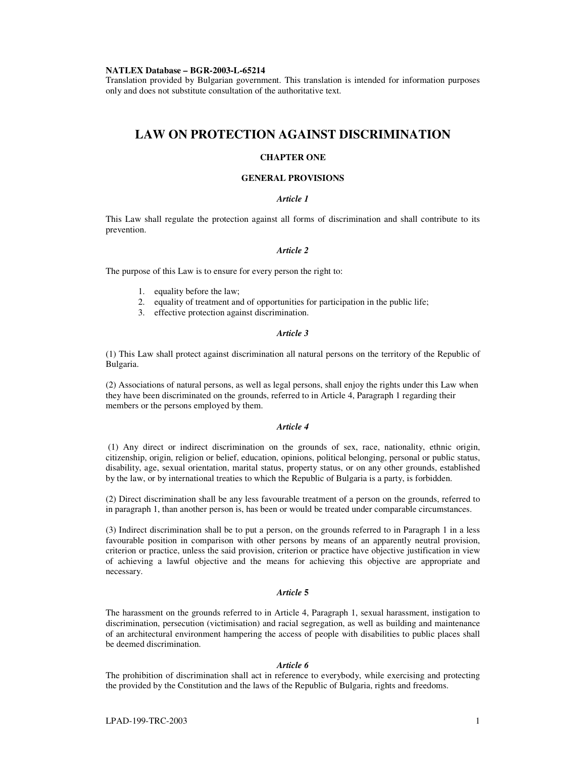**NATLEX Database – BGR-2003-L-65214**
Translation provided by Bulgarian government. This translation is intended for information purposes only and does not substitute consultation of the authoritative text.

# LAW ON PROTECTION AGAINST DISCRIMINATION

## CHAPTER ONE

## GENERAL PROVISIONS

### *Article 1*

This Law shall regulate the protection against all forms of discrimination and shall contribute to its prevention.

### *Article 2*

The purpose of this Law is to ensure for every person the right to:

1. equality before the law;
2. equality of treatment and of opportunities for participation in the public life;
3. effective protection against discrimination.

### *Article 3*

(1) This Law shall protect against discrimination all natural persons on the territory of the Republic of Bulgaria.

(2) Associations of natural persons, as well as legal persons, shall enjoy the rights under this Law when they have been discriminated on the grounds, referred to in Article 4, Paragraph 1 regarding their members or the persons employed by them.

### *Article 4*

(1) Any direct or indirect discrimination on the grounds of sex, race, nationality, ethnic origin, citizenship, origin, religion or belief, education, opinions, political belonging, personal or public status, disability, age, sexual orientation, marital status, property status, or on any other grounds, established by the law, or by international treaties to which the Republic of Bulgaria is a party, is forbidden.

(2) Direct discrimination shall be any less favourable treatment of a person on the grounds, referred to in paragraph 1, than another person is, has been or would be treated under comparable circumstances.

(3) Indirect discrimination shall be to put a person, on the grounds referred to in Paragraph 1 in a less favourable position in comparison with other persons by means of an apparently neutral provision, criterion or practice, unless the said provision, criterion or practice have objective justification in view of achieving a lawful objective and the means for achieving this objective are appropriate and necessary.

### *Article 5*

The harassment on the grounds referred to in Article 4, Paragraph 1, sexual harassment, instigation to discrimination, persecution (victimisation) and racial segregation, as well as building and maintenance of an architectural environment hampering the access of people with disabilities to public places shall be deemed discrimination.

### *Article 6*

The prohibition of discrimination shall act in reference to everybody, while exercising and protecting the provided by the Constitution and the laws of the Republic of Bulgaria, rights and freedoms.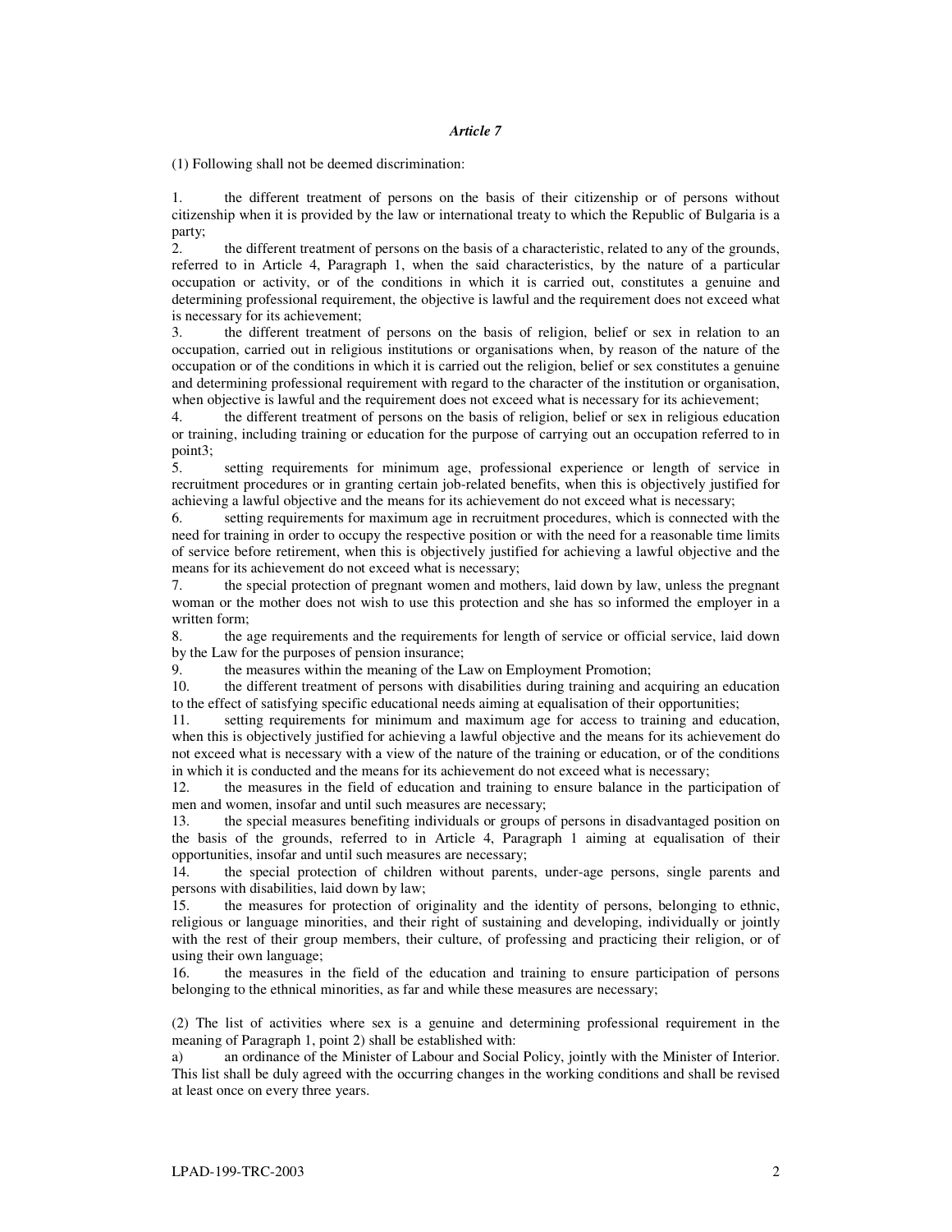*Article 7*

(1) Following shall not be deemed discrimination:

1. the different treatment of persons on the basis of their citizenship or of persons without citizenship when it is provided by the law or international treaty to which the Republic of Bulgaria is a party;
2. the different treatment of persons on the basis of a characteristic, related to any of the grounds, referred to in Article 4, Paragraph 1, when the said characteristics, by the nature of a particular occupation or activity, or of the conditions in which it is carried out, constitutes a genuine and determining professional requirement, the objective is lawful and the requirement does not exceed what is necessary for its achievement;
3. the different treatment of persons on the basis of religion, belief or sex in relation to an occupation, carried out in religious institutions or organisations when, by reason of the nature of the occupation or of the conditions in which it is carried out the religion, belief or sex constitutes a genuine and determining professional requirement with regard to the character of the institution or organisation, when objective is lawful and the requirement does not exceed what is necessary for its achievement;
4. the different treatment of persons on the basis of religion, belief or sex in religious education or training, including training or education for the purpose of carrying out an occupation referred to in point3;
5. setting requirements for minimum age, professional experience or length of service in recruitment procedures or in granting certain job-related benefits, when this is objectively justified for achieving a lawful objective and the means for its achievement do not exceed what is necessary;
6. setting requirements for maximum age in recruitment procedures, which is connected with the need for training in order to occupy the respective position or with the need for a reasonable time limits of service before retirement, when this is objectively justified for achieving a lawful objective and the means for its achievement do not exceed what is necessary;
7. the special protection of pregnant women and mothers, laid down by law, unless the pregnant woman or the mother does not wish to use this protection and she has so informed the employer in a written form;
8. the age requirements and the requirements for length of service or official service, laid down by the Law for the purposes of pension insurance;
9. the measures within the meaning of the Law on Employment Promotion;
10. the different treatment of persons with disabilities during training and acquiring an education to the effect of satisfying specific educational needs aiming at equalisation of their opportunities;
11. setting requirements for minimum and maximum age for access to training and education, when this is objectively justified for achieving a lawful objective and the means for its achievement do not exceed what is necessary with a view of the nature of the training or education, or of the conditions in which it is conducted and the means for its achievement do not exceed what is necessary;
12. the measures in the field of education and training to ensure balance in the participation of men and women, insofar and until such measures are necessary;
13. the special measures benefiting individuals or groups of persons in disadvantaged position on the basis of the grounds, referred to in Article 4, Paragraph 1 aiming at equalisation of their opportunities, insofar and until such measures are necessary;
14. the special protection of children without parents, under-age persons, single parents and persons with disabilities, laid down by law;
15. the measures for protection of originality and the identity of persons, belonging to ethnic, religious or language minorities, and their right of sustaining and developing, individually or jointly with the rest of their group members, their culture, of professing and practicing their religion, or of using their own language;
16. the measures in the field of the education and training to ensure participation of persons belonging to the ethnical minorities, as far and while these measures are necessary;

(2) The list of activities where sex is a genuine and determining professional requirement in the meaning of Paragraph 1, point 2) shall be established with:

a) an ordinance of the Minister of Labour and Social Policy, jointly with the Minister of Interior. This list shall be duly agreed with the occurring changes in the working conditions and shall be revised at least once on every three years.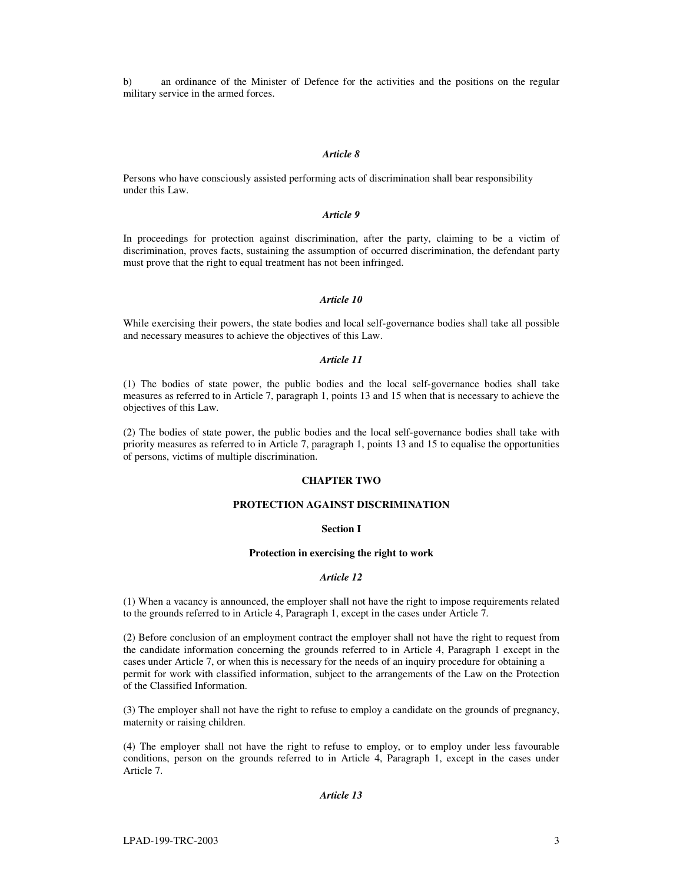b) an ordinance of the Minister of Defence for the activities and the positions on the regular military service in the armed forces.

*Article 8*

Persons who have consciously assisted performing acts of discrimination shall bear responsibility under this Law.

*Article 9*

In proceedings for protection against discrimination, after the party, claiming to be a victim of discrimination, proves facts, sustaining the assumption of occurred discrimination, the defendant party must prove that the right to equal treatment has not been infringed.

*Article 10*

While exercising their powers, the state bodies and local self-governance bodies shall take all possible and necessary measures to achieve the objectives of this Law.

*Article 11*

(1) The bodies of state power, the public bodies and the local self-governance bodies shall take measures as referred to in Article 7, paragraph 1, points 13 and 15 when that is necessary to achieve the objectives of this Law.

(2) The bodies of state power, the public bodies and the local self-governance bodies shall take with priority measures as referred to in Article 7, paragraph 1, points 13 and 15 to equalise the opportunities of persons, victims of multiple discrimination.

## CHAPTER TWO

## PROTECTION AGAINST DISCRIMINATION

### Section I

### Protection in exercising the right to work

*Article 12*

(1) When a vacancy is announced, the employer shall not have the right to impose requirements related to the grounds referred to in Article 4, Paragraph 1, except in the cases under Article 7.

(2) Before conclusion of an employment contract the employer shall not have the right to request from the candidate information concerning the grounds referred to in Article 4, Paragraph 1 except in the cases under Article 7, or when this is necessary for the needs of an inquiry procedure for obtaining a permit for work with classified information, subject to the arrangements of the Law on the Protection of the Classified Information.

(3) The employer shall not have the right to refuse to employ a candidate on the grounds of pregnancy, maternity or raising children.

(4) The employer shall not have the right to refuse to employ, or to employ under less favourable conditions, person on the grounds referred to in Article 4, Paragraph 1, except in the cases under Article 7.

*Article 13*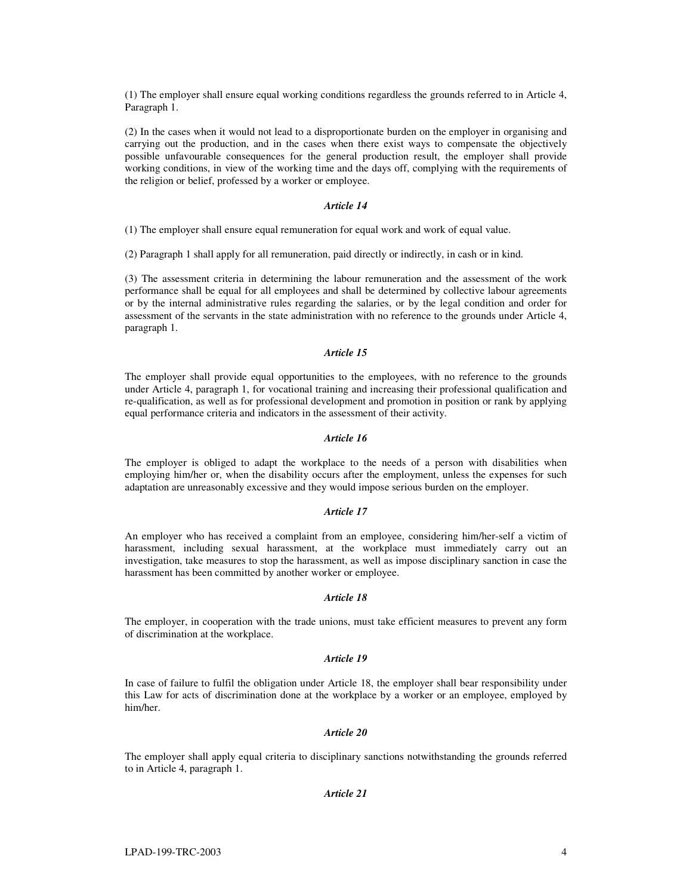(1) The employer shall ensure equal working conditions regardless the grounds referred to in Article 4, Paragraph 1.

(2) In the cases when it would not lead to a disproportionate burden on the employer in organising and carrying out the production, and in the cases when there exist ways to compensate the objectively possible unfavourable consequences for the general production result, the employer shall provide working conditions, in view of the working time and the days off, complying with the requirements of the religion or belief, professed by a worker or employee.

***Article 14***

(1) The employer shall ensure equal remuneration for equal work and work of equal value.

(2) Paragraph 1 shall apply for all remuneration, paid directly or indirectly, in cash or in kind.

(3) The assessment criteria in determining the labour remuneration and the assessment of the work performance shall be equal for all employees and shall be determined by collective labour agreements or by the internal administrative rules regarding the salaries, or by the legal condition and order for assessment of the servants in the state administration with no reference to the grounds under Article 4, paragraph 1.

***Article 15***

The employer shall provide equal opportunities to the employees, with no reference to the grounds under Article 4, paragraph 1, for vocational training and increasing their professional qualification and re-qualification, as well as for professional development and promotion in position or rank by applying equal performance criteria and indicators in the assessment of their activity.

***Article 16***

The employer is obliged to adapt the workplace to the needs of a person with disabilities when employing him/her or, when the disability occurs after the employment, unless the expenses for such adaptation are unreasonably excessive and they would impose serious burden on the employer.

***Article 17***

An employer who has received a complaint from an employee, considering him/her-self a victim of harassment, including sexual harassment, at the workplace must immediately carry out an investigation, take measures to stop the harassment, as well as impose disciplinary sanction in case the harassment has been committed by another worker or employee.

***Article 18***

The employer, in cooperation with the trade unions, must take efficient measures to prevent any form of discrimination at the workplace.

***Article 19***

In case of failure to fulfil the obligation under Article 18, the employer shall bear responsibility under this Law for acts of discrimination done at the workplace by a worker or an employee, employed by him/her.

***Article 20***

The employer shall apply equal criteria to disciplinary sanctions notwithstanding the grounds referred to in Article 4, paragraph 1.

***Article 21***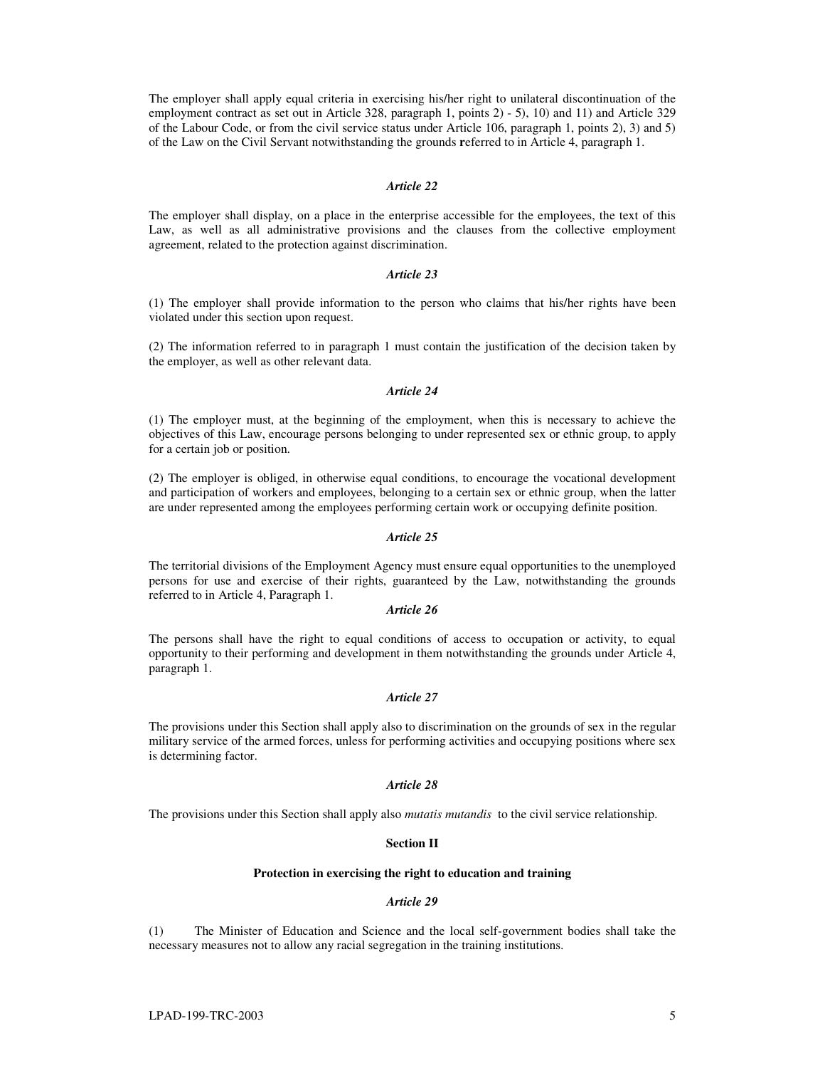The employer shall apply equal criteria in exercising his/her right to unilateral discontinuation of the employment contract as set out in Article 328, paragraph 1, points 2) - 5), 10) and 11) and Article 329 of the Labour Code, or from the civil service status under Article 106, paragraph 1, points 2), 3) and 5) of the Law on the Civil Servant notwithstanding the grounds **r**eferred to in Article 4, paragraph 1.

***Article 22***

The employer shall display, on a place in the enterprise accessible for the employees, the text of this Law, as well as all administrative provisions and the clauses from the collective employment agreement, related to the protection against discrimination.

***Article 23***

(1) The employer shall provide information to the person who claims that his/her rights have been violated under this section upon request.

(2) The information referred to in paragraph 1 must contain the justification of the decision taken by the employer, as well as other relevant data.

***Article 24***

(1) The employer must, at the beginning of the employment, when this is necessary to achieve the objectives of this Law, encourage persons belonging to under represented sex or ethnic group, to apply for a certain job or position.

(2) The employer is obliged, in otherwise equal conditions, to encourage the vocational development and participation of workers and employees, belonging to a certain sex or ethnic group, when the latter are under represented among the employees performing certain work or occupying definite position.

***Article 25***

The territorial divisions of the Employment Agency must ensure equal opportunities to the unemployed persons for use and exercise of their rights, guaranteed by the Law, notwithstanding the grounds referred to in Article 4, Paragraph 1.

***Article 26***

The persons shall have the right to equal conditions of access to occupation or activity, to equal opportunity to their performing and development in them notwithstanding the grounds under Article 4, paragraph 1.

***Article 27***

The provisions under this Section shall apply also to discrimination on the grounds of sex in the regular military service of the armed forces, unless for performing activities and occupying positions where sex is determining factor.

***Article 28***

The provisions under this Section shall apply also *mutatis mutandis* to the civil service relationship.

**Section II**

**Protection in exercising the right to education and training**

***Article 29***

(1) The Minister of Education and Science and the local self-government bodies shall take the necessary measures not to allow any racial segregation in the training institutions.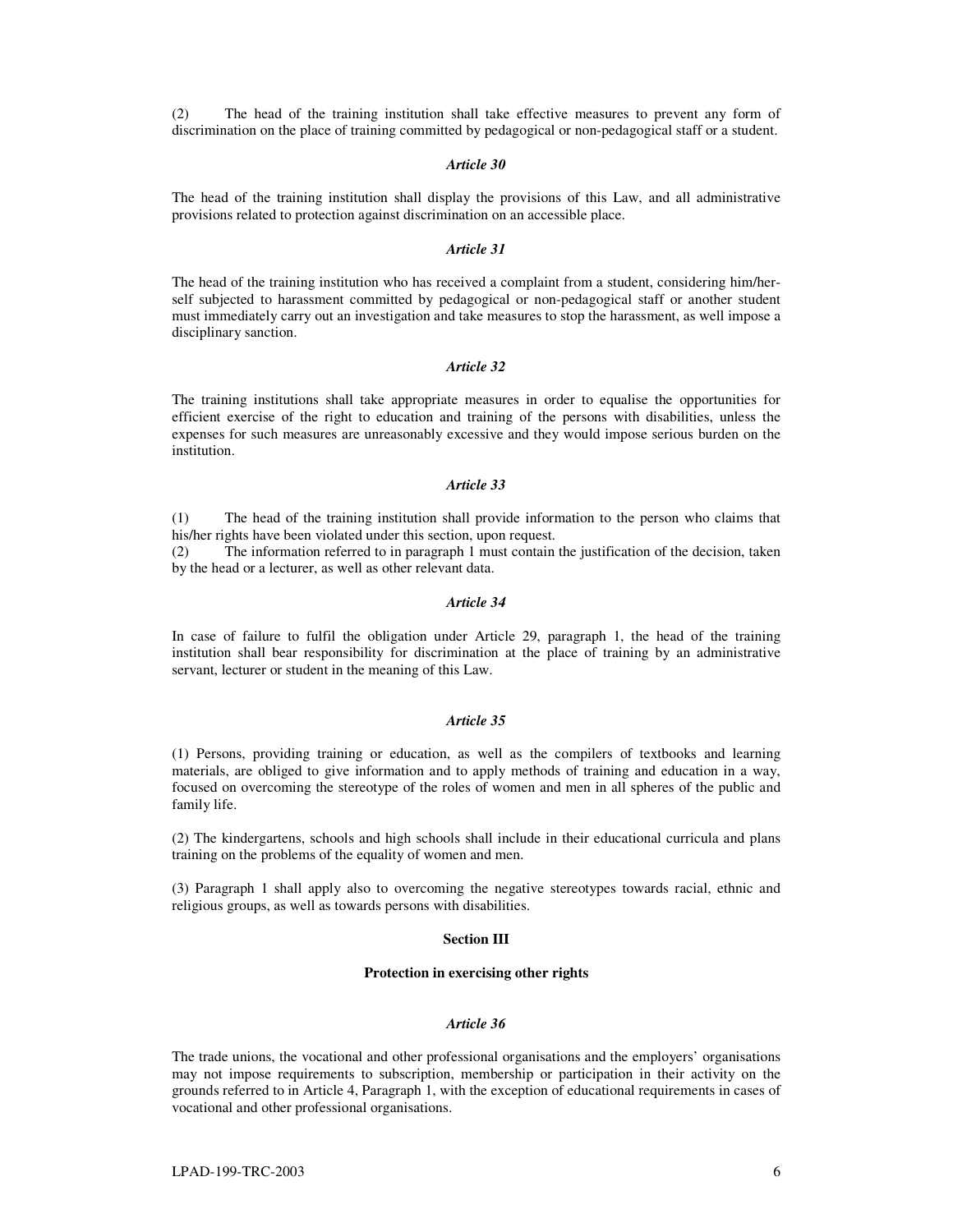(2) The head of the training institution shall take effective measures to prevent any form of discrimination on the place of training committed by pedagogical or non-pedagogical staff or a student.

### *Article 30*

The head of the training institution shall display the provisions of this Law, and all administrative provisions related to protection against discrimination on an accessible place.

### *Article 31*

The head of the training institution who has received a complaint from a student, considering him/her-self subjected to harassment committed by pedagogical or non-pedagogical staff or another student must immediately carry out an investigation and take measures to stop the harassment, as well impose a disciplinary sanction.

### *Article 32*

The training institutions shall take appropriate measures in order to equalise the opportunities for efficient exercise of the right to education and training of the persons with disabilities, unless the expenses for such measures are unreasonably excessive and they would impose serious burden on the institution.

### *Article 33*

(1) The head of the training institution shall provide information to the person who claims that his/her rights have been violated under this section, upon request.
(2) The information referred to in paragraph 1 must contain the justification of the decision, taken by the head or a lecturer, as well as other relevant data.

### *Article 34*

In case of failure to fulfil the obligation under Article 29, paragraph 1, the head of the training institution shall bear responsibility for discrimination at the place of training by an administrative servant, lecturer or student in the meaning of this Law.

### *Article 35*

(1) Persons, providing training or education, as well as the compilers of textbooks and learning materials, are obliged to give information and to apply methods of training and education in a way, focused on overcoming the stereotype of the roles of women and men in all spheres of the public and family life.

(2) The kindergartens, schools and high schools shall include in their educational curricula and plans training on the problems of the equality of women and men.

(3) Paragraph 1 shall apply also to overcoming the negative stereotypes towards racial, ethnic and religious groups, as well as towards persons with disabilities.

## **Section III**

### **Protection in exercising other rights**

### *Article 36*

The trade unions, the vocational and other professional organisations and the employers' organisations may not impose requirements to subscription, membership or participation in their activity on the grounds referred to in Article 4, Paragraph 1, with the exception of educational requirements in cases of vocational and other professional organisations.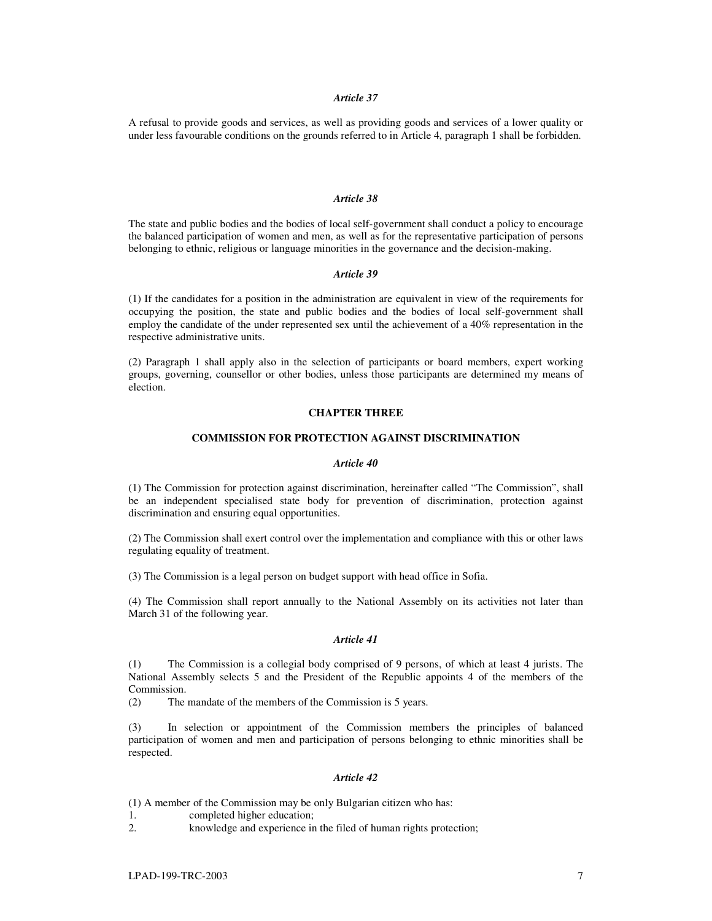*Article 37*

A refusal to provide goods and services, as well as providing goods and services of a lower quality or under less favourable conditions on the grounds referred to in Article 4, paragraph 1 shall be forbidden.

*Article 38*

The state and public bodies and the bodies of local self-government shall conduct a policy to encourage the balanced participation of women and men, as well as for the representative participation of persons belonging to ethnic, religious or language minorities in the governance and the decision-making.

*Article 39*

(1) If the candidates for a position in the administration are equivalent in view of the requirements for occupying the position, the state and public bodies and the bodies of local self-government shall employ the candidate of the under represented sex until the achievement of a 40% representation in the respective administrative units.

(2) Paragraph 1 shall apply also in the selection of participants or board members, expert working groups, governing, counsellor or other bodies, unless those participants are determined my means of election.

**CHAPTER THREE**

**COMMISSION FOR PROTECTION AGAINST DISCRIMINATION**

*Article 40*

(1) The Commission for protection against discrimination, hereinafter called "The Commission", shall be an independent specialised state body for prevention of discrimination, protection against discrimination and ensuring equal opportunities.

(2) The Commission shall exert control over the implementation and compliance with this or other laws regulating equality of treatment.

(3) The Commission is a legal person on budget support with head office in Sofia.

(4) The Commission shall report annually to the National Assembly on its activities not later than March 31 of the following year.

*Article 41*

(1) The Commission is a collegial body comprised of 9 persons, of which at least 4 jurists. The National Assembly selects 5 and the President of the Republic appoints 4 of the members of the Commission.

(2) The mandate of the members of the Commission is 5 years.

(3) In selection or appointment of the Commission members the principles of balanced participation of women and men and participation of persons belonging to ethnic minorities shall be respected.

*Article 42*

(1) A member of the Commission may be only Bulgarian citizen who has:

1. completed higher education;
2. knowledge and experience in the filed of human rights protection;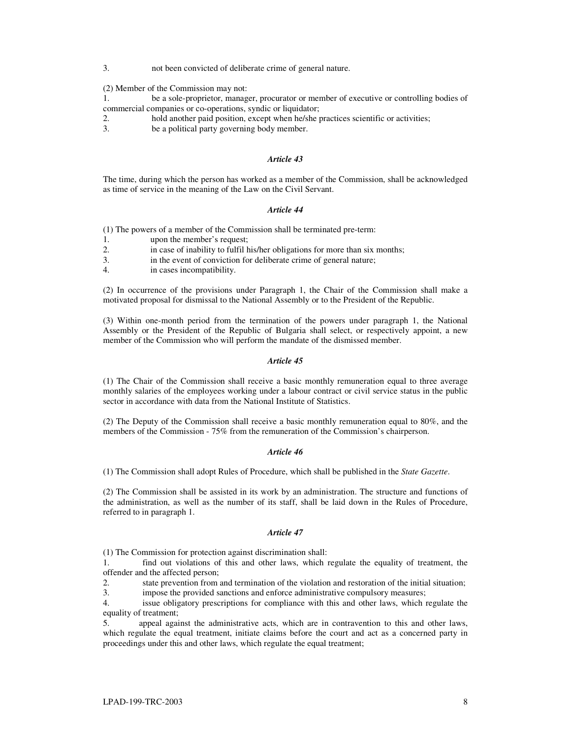3. not been convicted of deliberate crime of general nature.

(2) Member of the Commission may not:
1. be a sole-proprietor, manager, procurator or member of executive or controlling bodies of commercial companies or co-operations, syndic or liquidator;
2. hold another paid position, except when he/she practices scientific or activities;
3. be a political party governing body member.

### *Article 43*

The time, during which the person has worked as a member of the Commission, shall be acknowledged as time of service in the meaning of the Law on the Civil Servant.

### *Article 44*

(1) The powers of a member of the Commission shall be terminated pre-term:
1. upon the member's request;
2. in case of inability to fulfil his/her obligations for more than six months;
3. in the event of conviction for deliberate crime of general nature;
4. in cases incompatibility.

(2) In occurrence of the provisions under Paragraph 1, the Chair of the Commission shall make a motivated proposal for dismissal to the National Assembly or to the President of the Republic.

(3) Within one-month period from the termination of the powers under paragraph 1, the National Assembly or the President of the Republic of Bulgaria shall select, or respectively appoint, a new member of the Commission who will perform the mandate of the dismissed member.

### *Article 45*

(1) The Chair of the Commission shall receive a basic monthly remuneration equal to three average monthly salaries of the employees working under a labour contract or civil service status in the public sector in accordance with data from the National Institute of Statistics.

(2) The Deputy of the Commission shall receive a basic monthly remuneration equal to 80%, and the members of the Commission - 75% from the remuneration of the Commission's chairperson.

### *Article 46*

(1) The Commission shall adopt Rules of Procedure, which shall be published in the *State Gazette*.

(2) The Commission shall be assisted in its work by an administration. The structure and functions of the administration, as well as the number of its staff, shall be laid down in the Rules of Procedure, referred to in paragraph 1.

### *Article 47*

(1) The Commission for protection against discrimination shall:
1. find out violations of this and other laws, which regulate the equality of treatment, the offender and the affected person;
2. state prevention from and termination of the violation and restoration of the initial situation;
3. impose the provided sanctions and enforce administrative compulsory measures;
4. issue obligatory prescriptions for compliance with this and other laws, which regulate the equality of treatment;
5. appeal against the administrative acts, which are in contravention to this and other laws, which regulate the equal treatment, initiate claims before the court and act as a concerned party in proceedings under this and other laws, which regulate the equal treatment;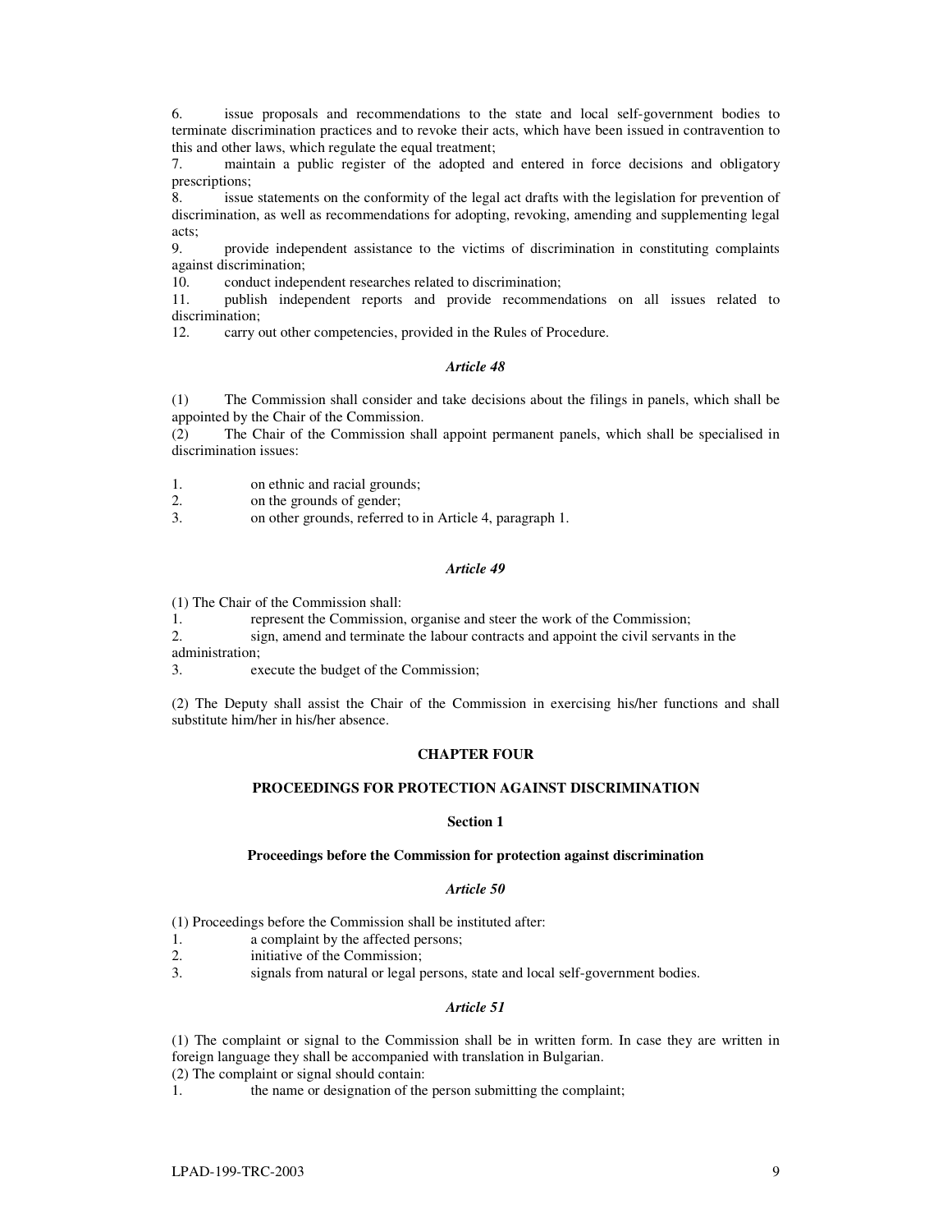6. issue proposals and recommendations to the state and local self-government bodies to terminate discrimination practices and to revoke their acts, which have been issued in contravention to this and other laws, which regulate the equal treatment;
7. maintain a public register of the adopted and entered in force decisions and obligatory prescriptions;
8. issue statements on the conformity of the legal act drafts with the legislation for prevention of discrimination, as well as recommendations for adopting, revoking, amending and supplementing legal acts;
9. provide independent assistance to the victims of discrimination in constituting complaints against discrimination;
10. conduct independent researches related to discrimination;
11. publish independent reports and provide recommendations on all issues related to discrimination;
12. carry out other competencies, provided in the Rules of Procedure.

*Article 48*

(1) The Commission shall consider and take decisions about the filings in panels, which shall be appointed by the Chair of the Commission.
(2) The Chair of the Commission shall appoint permanent panels, which shall be specialised in discrimination issues:

1. on ethnic and racial grounds;
2. on the grounds of gender;
3. on other grounds, referred to in Article 4, paragraph 1.

*Article 49*

(1) The Chair of the Commission shall:
1. represent the Commission, organise and steer the work of the Commission;
2. sign, amend and terminate the labour contracts and appoint the civil servants in the administration;
3. execute the budget of the Commission;

(2) The Deputy shall assist the Chair of the Commission in exercising his/her functions and shall substitute him/her in his/her absence.

**CHAPTER FOUR**

**PROCEEDINGS FOR PROTECTION AGAINST DISCRIMINATION**

**Section 1**

**Proceedings before the Commission for protection against discrimination**

*Article 50*

(1) Proceedings before the Commission shall be instituted after:
1. a complaint by the affected persons;
2. initiative of the Commission;
3. signals from natural or legal persons, state and local self-government bodies.

*Article 51*

(1) The complaint or signal to the Commission shall be in written form. In case they are written in foreign language they shall be accompanied with translation in Bulgarian.
(2) The complaint or signal should contain:
1. the name or designation of the person submitting the complaint;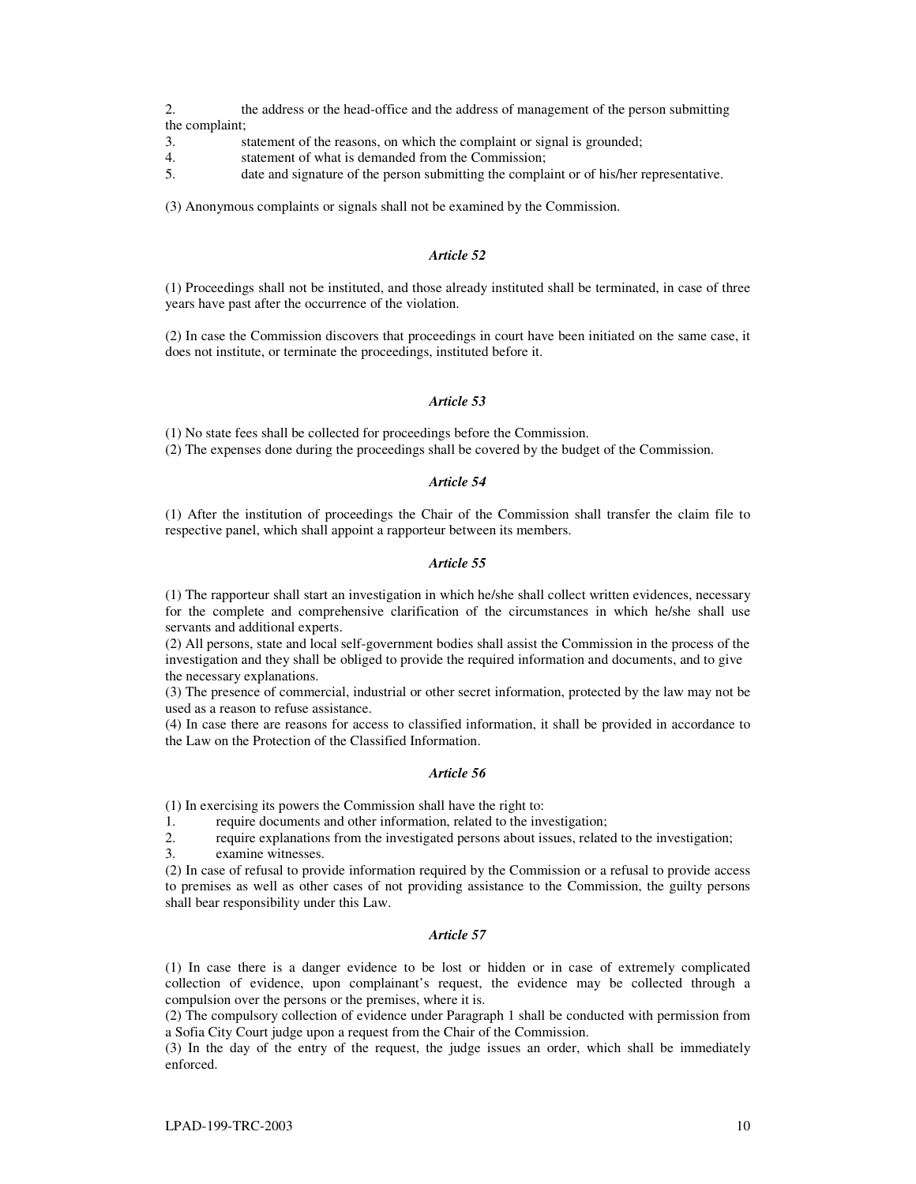2. the address or the head-office and the address of management of the person submitting the complaint;
3. statement of the reasons, on which the complaint or signal is grounded;
4. statement of what is demanded from the Commission;
5. date and signature of the person submitting the complaint or of his/her representative.

(3) Anonymous complaints or signals shall not be examined by the Commission.

### *Article 52*

(1) Proceedings shall not be instituted, and those already instituted shall be terminated, in case of three years have past after the occurrence of the violation.

(2) In case the Commission discovers that proceedings in court have been initiated on the same case, it does not institute, or terminate the proceedings, instituted before it.

### *Article 53*

(1) No state fees shall be collected for proceedings before the Commission.
(2) The expenses done during the proceedings shall be covered by the budget of the Commission.

### *Article 54*

(1) After the institution of proceedings the Chair of the Commission shall transfer the claim file to respective panel, which shall appoint a rapporteur between its members.

### *Article 55*

(1) The rapporteur shall start an investigation in which he/she shall collect written evidences, necessary for the complete and comprehensive clarification of the circumstances in which he/she shall use servants and additional experts.
(2) All persons, state and local self-government bodies shall assist the Commission in the process of the investigation and they shall be obliged to provide the required information and documents, and to give the necessary explanations.
(3) The presence of commercial, industrial or other secret information, protected by the law may not be used as a reason to refuse assistance.
(4) In case there are reasons for access to classified information, it shall be provided in accordance to the Law on the Protection of the Classified Information.

### *Article 56*

(1) In exercising its powers the Commission shall have the right to:
1. require documents and other information, related to the investigation;
2. require explanations from the investigated persons about issues, related to the investigation;
3. examine witnesses.

(2) In case of refusal to provide information required by the Commission or a refusal to provide access to premises as well as other cases of not providing assistance to the Commission, the guilty persons shall bear responsibility under this Law.

### *Article 57*

(1) In case there is a danger evidence to be lost or hidden or in case of extremely complicated collection of evidence, upon complainant's request, the evidence may be collected through a compulsion over the persons or the premises, where it is.
(2) The compulsory collection of evidence under Paragraph 1 shall be conducted with permission from a Sofia City Court judge upon a request from the Chair of the Commission.
(3) In the day of the entry of the request, the judge issues an order, which shall be immediately enforced.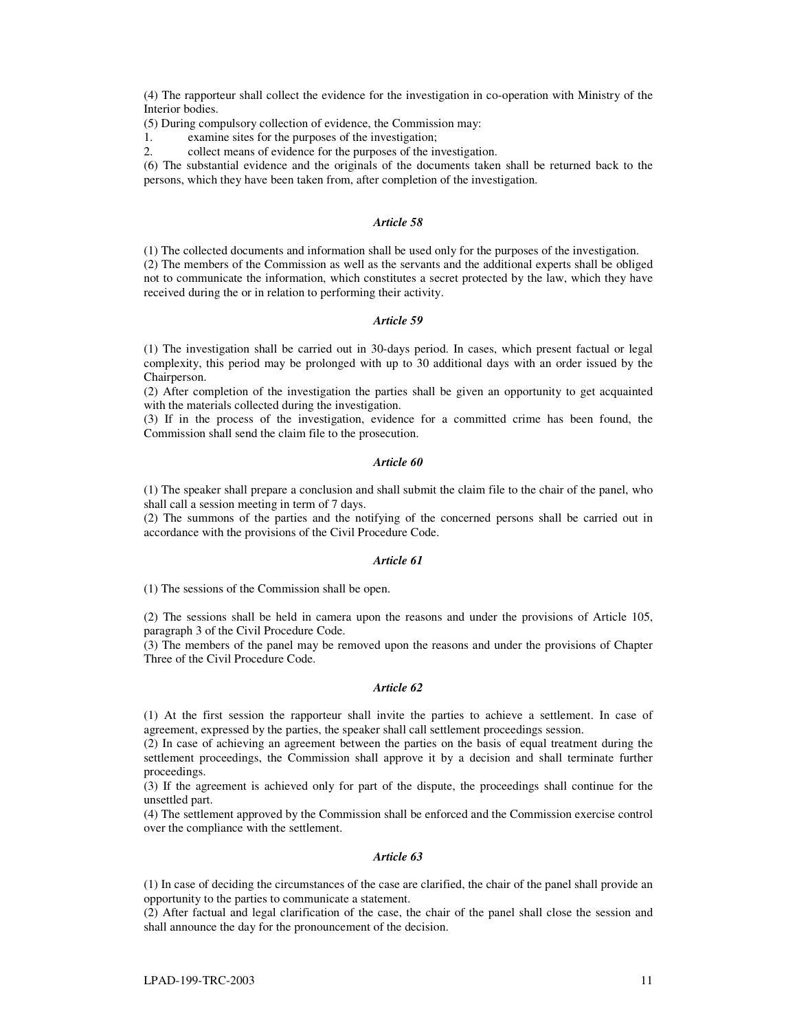(4) The rapporteur shall collect the evidence for the investigation in co-operation with Ministry of the Interior bodies.

(5) During compulsory collection of evidence, the Commission may:

1. examine sites for the purposes of the investigation;
2. collect means of evidence for the purposes of the investigation.

(6) The substantial evidence and the originals of the documents taken shall be returned back to the persons, which they have been taken from, after completion of the investigation.

### *Article 58*

(1) The collected documents and information shall be used only for the purposes of the investigation.

(2) The members of the Commission as well as the servants and the additional experts shall be obliged not to communicate the information, which constitutes a secret protected by the law, which they have received during the or in relation to performing their activity.

### *Article 59*

(1) The investigation shall be carried out in 30-days period. In cases, which present factual or legal complexity, this period may be prolonged with up to 30 additional days with an order issued by the Chairperson.

(2) After completion of the investigation the parties shall be given an opportunity to get acquainted with the materials collected during the investigation.

(3) If in the process of the investigation, evidence for a committed crime has been found, the Commission shall send the claim file to the prosecution.

### *Article 60*

(1) The speaker shall prepare a conclusion and shall submit the claim file to the chair of the panel, who shall call a session meeting in term of 7 days.

(2) The summons of the parties and the notifying of the concerned persons shall be carried out in accordance with the provisions of the Civil Procedure Code.

### *Article 61*

(1) The sessions of the Commission shall be open.

(2) The sessions shall be held in camera upon the reasons and under the provisions of Article 105, paragraph 3 of the Civil Procedure Code.

(3) The members of the panel may be removed upon the reasons and under the provisions of Chapter Three of the Civil Procedure Code.

### *Article 62*

(1) At the first session the rapporteur shall invite the parties to achieve a settlement. In case of agreement, expressed by the parties, the speaker shall call settlement proceedings session.

(2) In case of achieving an agreement between the parties on the basis of equal treatment during the settlement proceedings, the Commission shall approve it by a decision and shall terminate further proceedings.

(3) If the agreement is achieved only for part of the dispute, the proceedings shall continue for the unsettled part.

(4) The settlement approved by the Commission shall be enforced and the Commission exercise control over the compliance with the settlement.

### *Article 63*

(1) In case of deciding the circumstances of the case are clarified, the chair of the panel shall provide an opportunity to the parties to communicate a statement.

(2) After factual and legal clarification of the case, the chair of the panel shall close the session and shall announce the day for the pronouncement of the decision.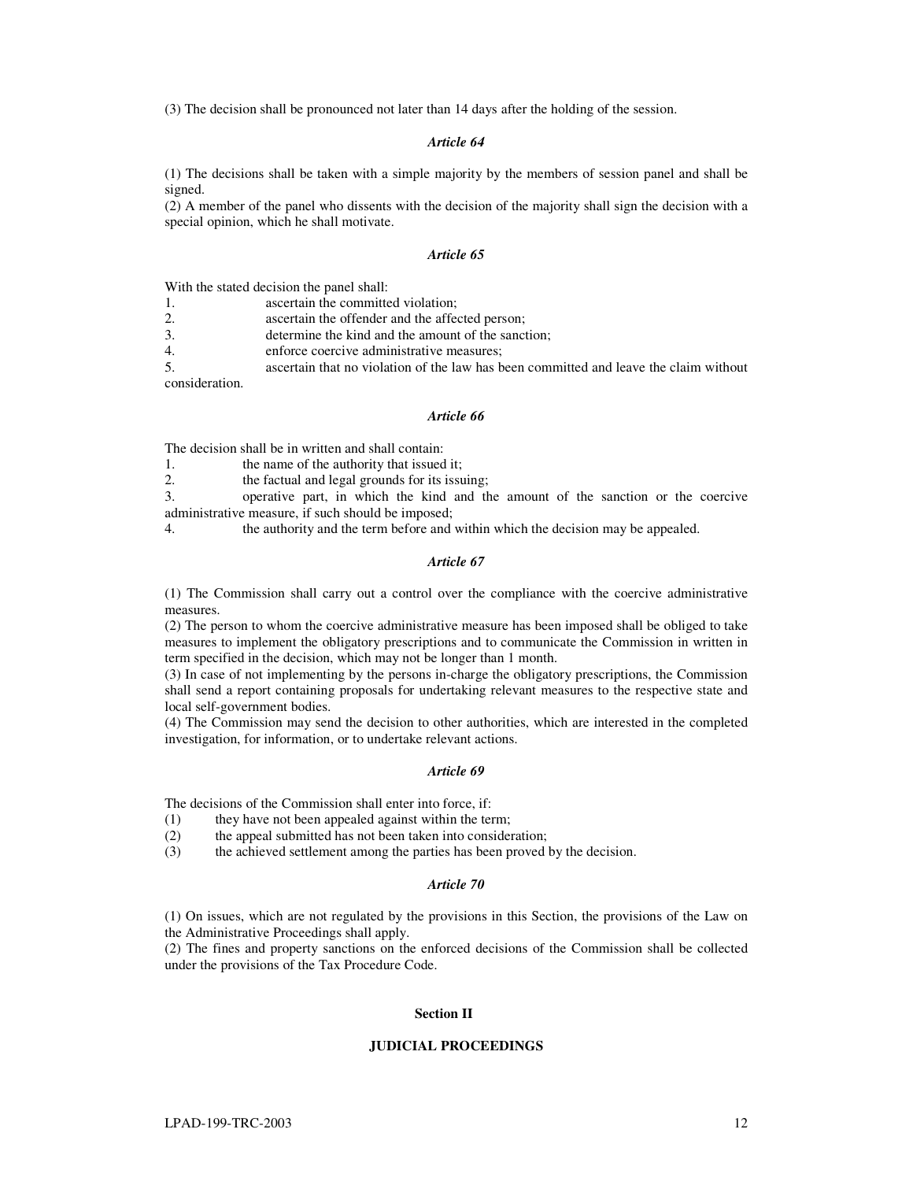(3) The decision shall be pronounced not later than 14 days after the holding of the session.

### *Article 64*

(1) The decisions shall be taken with a simple majority by the members of session panel and shall be signed.
(2) A member of the panel who dissents with the decision of the majority shall sign the decision with a special opinion, which he shall motivate.

### *Article 65*

With the stated decision the panel shall:
1. ascertain the committed violation;
2. ascertain the offender and the affected person;
3. determine the kind and the amount of the sanction;
4. enforce coercive administrative measures;
5. ascertain that no violation of the law has been committed and leave the claim without consideration.

### *Article 66*

The decision shall be in written and shall contain:
1. the name of the authority that issued it;
2. the factual and legal grounds for its issuing;
3. operative part, in which the kind and the amount of the sanction or the coercive administrative measure, if such should be imposed;
4. the authority and the term before and within which the decision may be appealed.

### *Article 67*

(1) The Commission shall carry out a control over the compliance with the coercive administrative measures.
(2) The person to whom the coercive administrative measure has been imposed shall be obliged to take measures to implement the obligatory prescriptions and to communicate the Commission in written in term specified in the decision, which may not be longer than 1 month.
(3) In case of not implementing by the persons in-charge the obligatory prescriptions, the Commission shall send a report containing proposals for undertaking relevant measures to the respective state and local self-government bodies.
(4) The Commission may send the decision to other authorities, which are interested in the completed investigation, for information, or to undertake relevant actions.

### *Article 69*

The decisions of the Commission shall enter into force, if:
(1) they have not been appealed against within the term;
(2) the appeal submitted has not been taken into consideration;
(3) the achieved settlement among the parties has been proved by the decision.

### *Article 70*

(1) On issues, which are not regulated by the provisions in this Section, the provisions of the Law on the Administrative Proceedings shall apply.
(2) The fines and property sanctions on the enforced decisions of the Commission shall be collected under the provisions of the Tax Procedure Code.

## Section II

## JUDICIAL PROCEEDINGS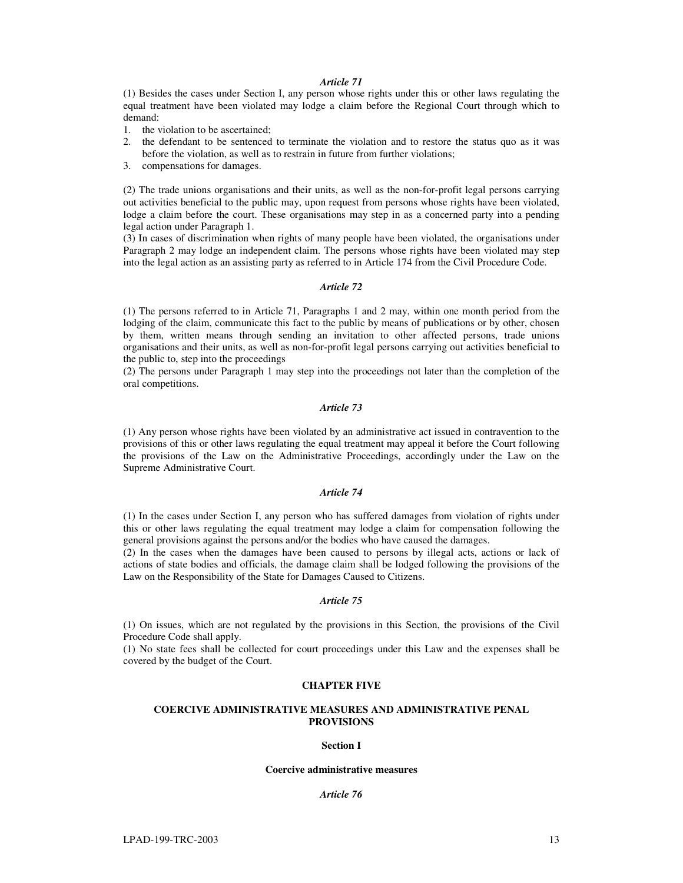### *Article 71*

(1) Besides the cases under Section I, any person whose rights under this or other laws regulating the equal treatment have been violated may lodge a claim before the Regional Court through which to demand:

1. the violation to be ascertained;
2. the defendant to be sentenced to terminate the violation and to restore the status quo as it was before the violation, as well as to restrain in future from further violations;
3. compensations for damages.

(2) The trade unions organisations and their units, as well as the non-for-profit legal persons carrying out activities beneficial to the public may, upon request from persons whose rights have been violated, lodge a claim before the court. These organisations may step in as a concerned party into a pending legal action under Paragraph 1.

(3) In cases of discrimination when rights of many people have been violated, the organisations under Paragraph 2 may lodge an independent claim. The persons whose rights have been violated may step into the legal action as an assisting party as referred to in Article 174 from the Civil Procedure Code.

### *Article 72*

(1) The persons referred to in Article 71, Paragraphs 1 and 2 may, within one month period from the lodging of the claim, communicate this fact to the public by means of publications or by other, chosen by them, written means through sending an invitation to other affected persons, trade unions organisations and their units, as well as non-for-profit legal persons carrying out activities beneficial to the public to, step into the proceedings

(2) The persons under Paragraph 1 may step into the proceedings not later than the completion of the oral competitions.

### *Article 73*

(1) Any person whose rights have been violated by an administrative act issued in contravention to the provisions of this or other laws regulating the equal treatment may appeal it before the Court following the provisions of the Law on the Administrative Proceedings, accordingly under the Law on the Supreme Administrative Court.

### *Article 74*

(1) In the cases under Section I, any person who has suffered damages from violation of rights under this or other laws regulating the equal treatment may lodge a claim for compensation following the general provisions against the persons and/or the bodies who have caused the damages.

(2) In the cases when the damages have been caused to persons by illegal acts, actions or lack of actions of state bodies and officials, the damage claim shall be lodged following the provisions of the Law on the Responsibility of the State for Damages Caused to Citizens.

### *Article 75*

(1) On issues, which are not regulated by the provisions in this Section, the provisions of the Civil Procedure Code shall apply.

(1) No state fees shall be collected for court proceedings under this Law and the expenses shall be covered by the budget of the Court.

## CHAPTER FIVE

## COERCIVE ADMINISTRATIVE MEASURES AND ADMINISTRATIVE PENAL PROVISIONS

### Section I

### Coercive administrative measures

### *Article 76*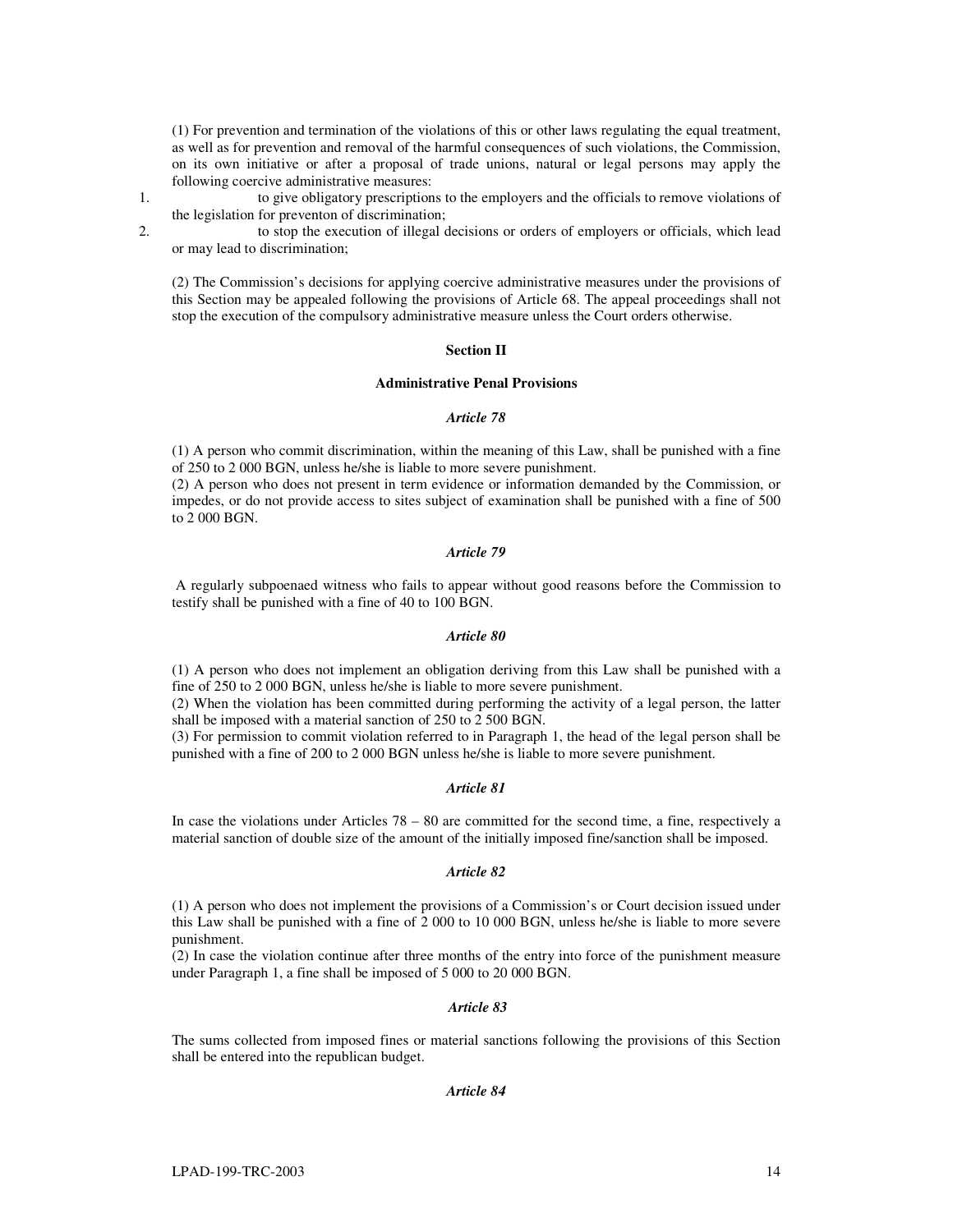(1) For prevention and termination of the violations of this or other laws regulating the equal treatment, as well as for prevention and removal of the harmful consequences of such violations, the Commission, on its own initiative or after a proposal of trade unions, natural or legal persons may apply the following coercive administrative measures:

1. to give obligatory prescriptions to the employers and the officials to remove violations of the legislation for preventon of discrimination;
2. to stop the execution of illegal decisions or orders of employers or officials, which lead or may lead to discrimination;

(2) The Commission's decisions for applying coercive administrative measures under the provisions of this Section may be appealed following the provisions of Article 68. The appeal proceedings shall not stop the execution of the compulsory administrative measure unless the Court orders otherwise.

**Section II**

**Administrative Penal Provisions**

***Article 78***

(1) A person who commit discrimination, within the meaning of this Law, shall be punished with a fine of 250 to 2 000 BGN, unless he/she is liable to more severe punishment.
(2) A person who does not present in term evidence or information demanded by the Commission, or impedes, or do not provide access to sites subject of examination shall be punished with a fine of 500 to 2 000 BGN.

***Article 79***

A regularly subpoenaed witness who fails to appear without good reasons before the Commission to testify shall be punished with a fine of 40 to 100 BGN.

***Article 80***

(1) A person who does not implement an obligation deriving from this Law shall be punished with a fine of 250 to 2 000 BGN, unless he/she is liable to more severe punishment.
(2) When the violation has been committed during performing the activity of a legal person, the latter shall be imposed with a material sanction of 250 to 2 500 BGN.
(3) For permission to commit violation referred to in Paragraph 1, the head of the legal person shall be punished with a fine of 200 to 2 000 BGN unless he/she is liable to more severe punishment.

***Article 81***

In case the violations under Articles 78 – 80 are committed for the second time, a fine, respectively a material sanction of double size of the amount of the initially imposed fine/sanction shall be imposed.

***Article 82***

(1) A person who does not implement the provisions of a Commission's or Court decision issued under this Law shall be punished with a fine of 2 000 to 10 000 BGN, unless he/she is liable to more severe punishment.
(2) In case the violation continue after three months of the entry into force of the punishment measure under Paragraph 1, a fine shall be imposed of 5 000 to 20 000 BGN.

***Article 83***

The sums collected from imposed fines or material sanctions following the provisions of this Section shall be entered into the republican budget.

***Article 84***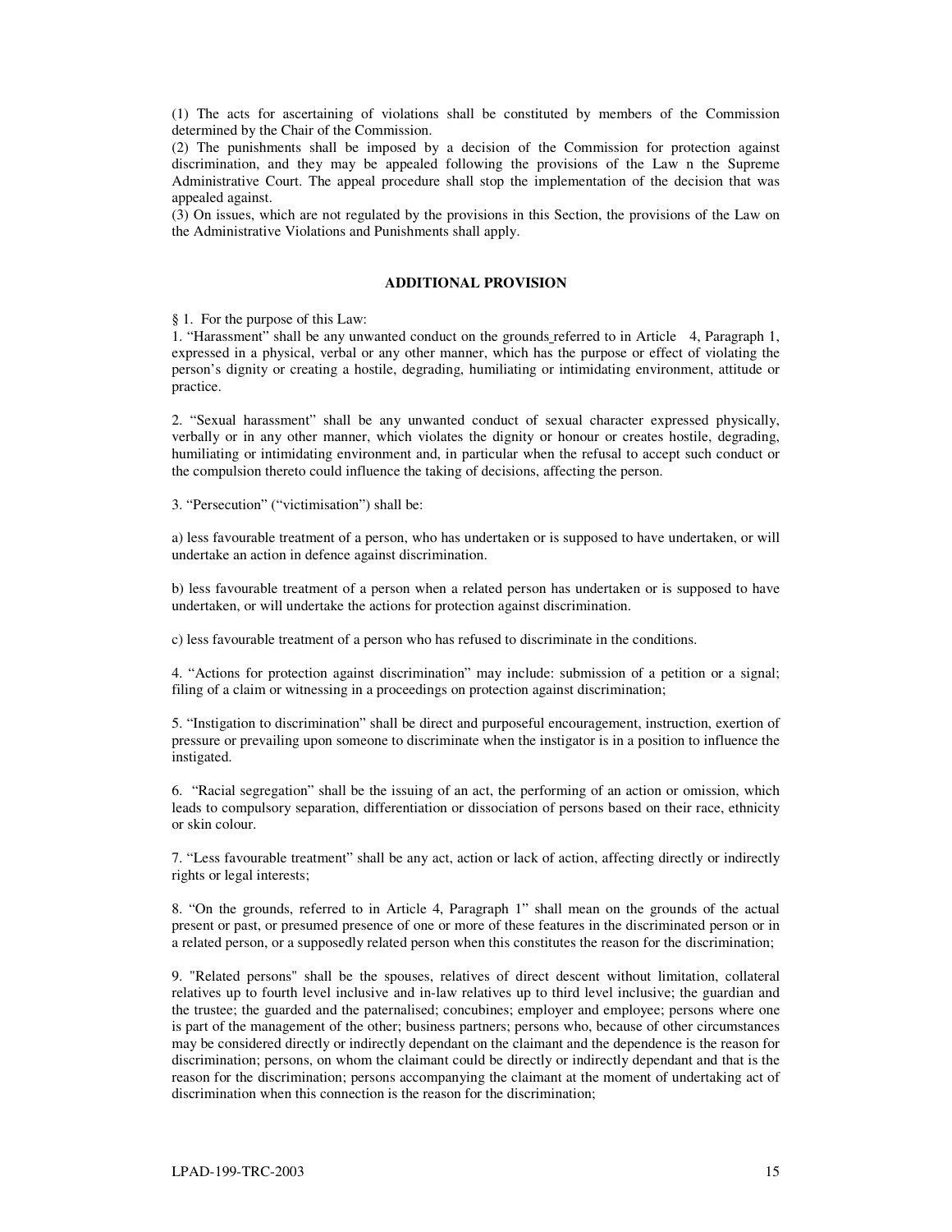(1) The acts for ascertaining of violations shall be constituted by members of the Commission determined by the Chair of the Commission.

(2) The punishments shall be imposed by a decision of the Commission for protection against discrimination, and they may be appealed following the provisions of the Law n the Supreme Administrative Court. The appeal procedure shall stop the implementation of the decision that was appealed against.

(3) On issues, which are not regulated by the provisions in this Section, the provisions of the Law on the Administrative Violations and Punishments shall apply.

## ADDITIONAL PROVISION

§ 1. For the purpose of this Law:

1. "Harassment" shall be any unwanted conduct on the grounds referred to in Article 4, Paragraph 1, expressed in a physical, verbal or any other manner, which has the purpose or effect of violating the person's dignity or creating a hostile, degrading, humiliating or intimidating environment, attitude or practice.

2. "Sexual harassment" shall be any unwanted conduct of sexual character expressed physically, verbally or in any other manner, which violates the dignity or honour or creates hostile, degrading, humiliating or intimidating environment and, in particular when the refusal to accept such conduct or the compulsion thereto could influence the taking of decisions, affecting the person.

3. "Persecution" ("victimisation") shall be:

a) less favourable treatment of a person, who has undertaken or is supposed to have undertaken, or will undertake an action in defence against discrimination.

b) less favourable treatment of a person when a related person has undertaken or is supposed to have undertaken, or will undertake the actions for protection against discrimination.

c) less favourable treatment of a person who has refused to discriminate in the conditions.

4. "Actions for protection against discrimination" may include: submission of a petition or a signal; filing of a claim or witnessing in a proceedings on protection against discrimination;

5. "Instigation to discrimination" shall be direct and purposeful encouragement, instruction, exertion of pressure or prevailing upon someone to discriminate when the instigator is in a position to influence the instigated.

6. "Racial segregation" shall be the issuing of an act, the performing of an action or omission, which leads to compulsory separation, differentiation or dissociation of persons based on their race, ethnicity or skin colour.

7. "Less favourable treatment" shall be any act, action or lack of action, affecting directly or indirectly rights or legal interests;

8. "On the grounds, referred to in Article 4, Paragraph 1" shall mean on the grounds of the actual present or past, or presumed presence of one or more of these features in the discriminated person or in a related person, or a supposedly related person when this constitutes the reason for the discrimination;

9. "Related persons" shall be the spouses, relatives of direct descent without limitation, collateral relatives up to fourth level inclusive and in-law relatives up to third level inclusive; the guardian and the trustee; the guarded and the paternalised; concubines; employer and employee; persons where one is part of the management of the other; business partners; persons who, because of other circumstances may be considered directly or indirectly dependant on the claimant and the dependence is the reason for discrimination; persons, on whom the claimant could be directly or indirectly dependant and that is the reason for the discrimination; persons accompanying the claimant at the moment of undertaking act of discrimination when this connection is the reason for the discrimination;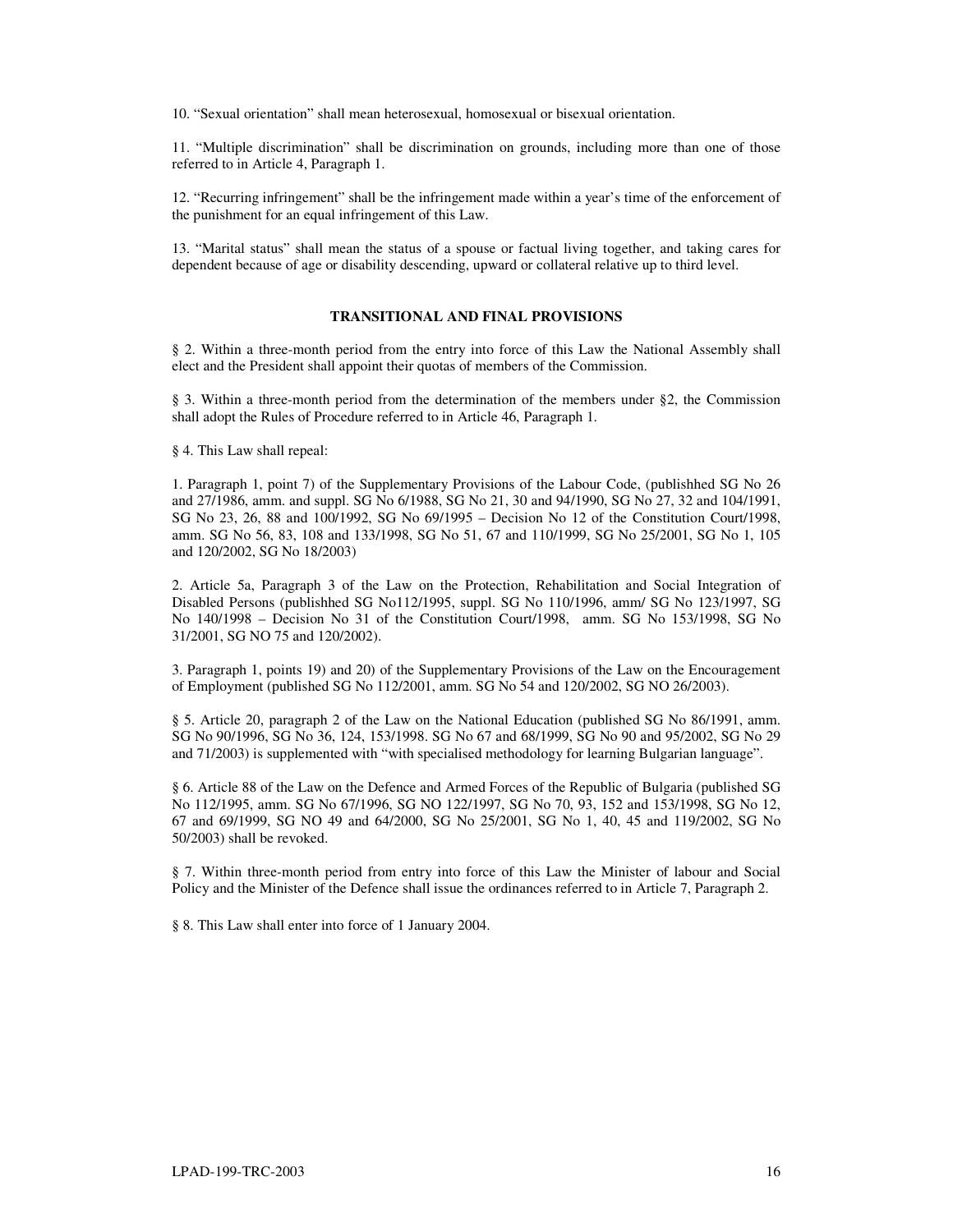10. “Sexual orientation” shall mean heterosexual, homosexual or bisexual orientation.

11. “Multiple discrimination” shall be discrimination on grounds, including more than one of those referred to in Article 4, Paragraph 1.

12. “Recurring infringement” shall be the infringement made within a year’s time of the enforcement of the punishment for an equal infringement of this Law.

13. “Marital status” shall mean the status of a spouse or factual living together, and taking cares for dependent because of age or disability descending, upward or collateral relative up to third level.

### TRANSITIONAL AND FINAL PROVISIONS

§ 2. Within a three-month period from the entry into force of this Law the National Assembly shall elect and the President shall appoint their quotas of members of the Commission.

§ 3. Within a three-month period from the determination of the members under §2, the Commission shall adopt the Rules of Procedure referred to in Article 46, Paragraph 1.

§ 4. This Law shall repeal:

1. Paragraph 1, point 7) of the Supplementary Provisions of the Labour Code, (publishhed SG No 26 and 27/1986, amm. and suppl. SG No 6/1988, SG No 21, 30 and 94/1990, SG No 27, 32 and 104/1991, SG No 23, 26, 88 and 100/1992, SG No 69/1995 – Decision No 12 of the Constitution Court/1998, amm. SG No 56, 83, 108 and 133/1998, SG No 51, 67 and 110/1999, SG No 25/2001, SG No 1, 105 and 120/2002, SG No 18/2003)

2. Article 5a, Paragraph 3 of the Law on the Protection, Rehabilitation and Social Integration of Disabled Persons (publishhed SG No112/1995, suppl. SG No 110/1996, amm/ SG No 123/1997, SG No 140/1998 – Decision No 31 of the Constitution Court/1998, amm. SG No 153/1998, SG No 31/2001, SG NO 75 and 120/2002).

3. Paragraph 1, points 19) and 20) of the Supplementary Provisions of the Law on the Encouragement of Employment (published SG No 112/2001, amm. SG No 54 and 120/2002, SG NO 26/2003).

§ 5. Article 20, paragraph 2 of the Law on the National Education (published SG No 86/1991, amm. SG No 90/1996, SG No 36, 124, 153/1998. SG No 67 and 68/1999, SG No 90 and 95/2002, SG No 29 and 71/2003) is supplemented with “with specialised methodology for learning Bulgarian language”.

§ 6. Article 88 of the Law on the Defence and Armed Forces of the Republic of Bulgaria (published SG No 112/1995, amm. SG No 67/1996, SG NO 122/1997, SG No 70, 93, 152 and 153/1998, SG No 12, 67 and 69/1999, SG NO 49 and 64/2000, SG No 25/2001, SG No 1, 40, 45 and 119/2002, SG No 50/2003) shall be revoked.

§ 7. Within three-month period from entry into force of this Law the Minister of labour and Social Policy and the Minister of the Defence shall issue the ordinances referred to in Article 7, Paragraph 2.

§ 8. This Law shall enter into force of 1 January 2004.